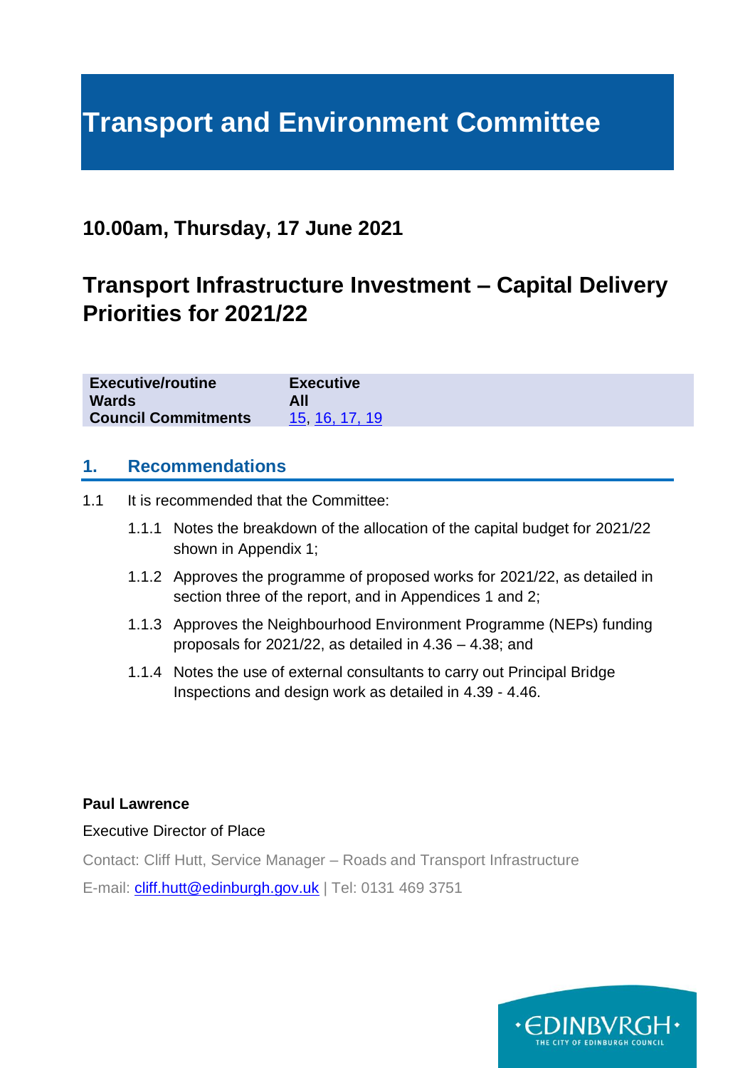# Transport and Environment Committee

## 10.00am, Thursday, 17 June 2021

## Transport Infrastructure Investment – Capital Delivery Priorities for 2021/22

| | |
|---|---|
| **Executive/routine** | **Executive** |
| **Wards** | **All** |
| **Council Commitments** | 15, 16, 17, 19 |

### 1. Recommendations

1.1 It is recommended that the Committee:

1.1.1 Notes the breakdown of the allocation of the capital budget for 2021/22 shown in Appendix 1;

1.1.2 Approves the programme of proposed works for 2021/22, as detailed in section three of the report, and in Appendices 1 and 2;

1.1.3 Approves the Neighbourhood Environment Programme (NEPs) funding proposals for 2021/22, as detailed in 4.36 – 4.38; and

1.1.4 Notes the use of external consultants to carry out Principal Bridge Inspections and design work as detailed in 4.39 - 4.46.

**Paul Lawrence**

Executive Director of Place

Contact: Cliff Hutt, Service Manager – Roads and Transport Infrastructure

E-mail: cliff.hutt@edinburgh.gov.uk | Tel: 0131 469 3751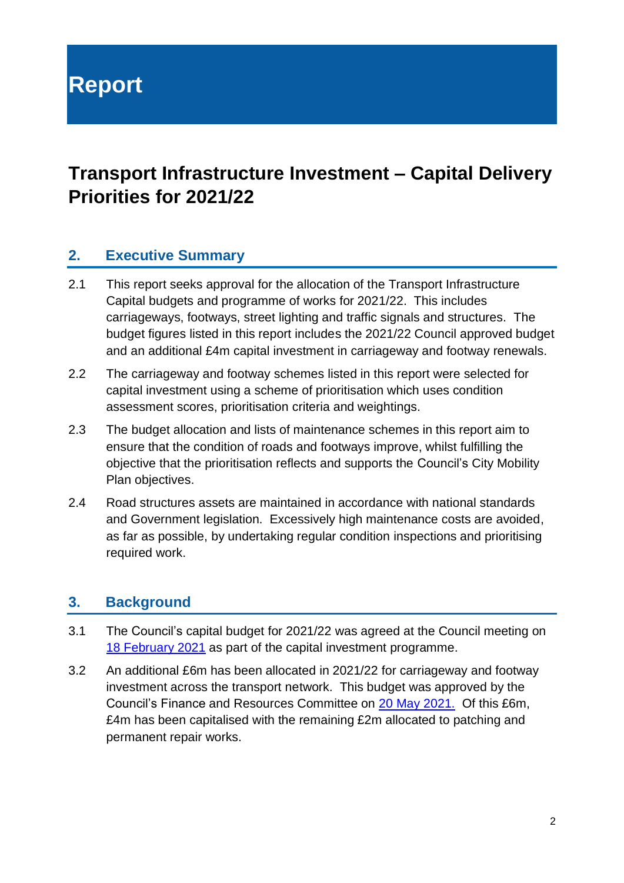# Report

# Transport Infrastructure Investment – Capital Delivery Priorities for 2021/22

## 2. Executive Summary

2.1 This report seeks approval for the allocation of the Transport Infrastructure Capital budgets and programme of works for 2021/22. This includes carriageways, footways, street lighting and traffic signals and structures. The budget figures listed in this report includes the 2021/22 Council approved budget and an additional £4m capital investment in carriageway and footway renewals.

2.2 The carriageway and footway schemes listed in this report were selected for capital investment using a scheme of prioritisation which uses condition assessment scores, prioritisation criteria and weightings.

2.3 The budget allocation and lists of maintenance schemes in this report aim to ensure that the condition of roads and footways improve, whilst fulfilling the objective that the prioritisation reflects and supports the Council's City Mobility Plan objectives.

2.4 Road structures assets are maintained in accordance with national standards and Government legislation. Excessively high maintenance costs are avoided, as far as possible, by undertaking regular condition inspections and prioritising required work.

## 3. Background

3.1 The Council's capital budget for 2021/22 was agreed at the Council meeting on 18 February 2021 as part of the capital investment programme.

3.2 An additional £6m has been allocated in 2021/22 for carriageway and footway investment across the transport network. This budget was approved by the Council's Finance and Resources Committee on 20 May 2021. Of this £6m, £4m has been capitalised with the remaining £2m allocated to patching and permanent repair works.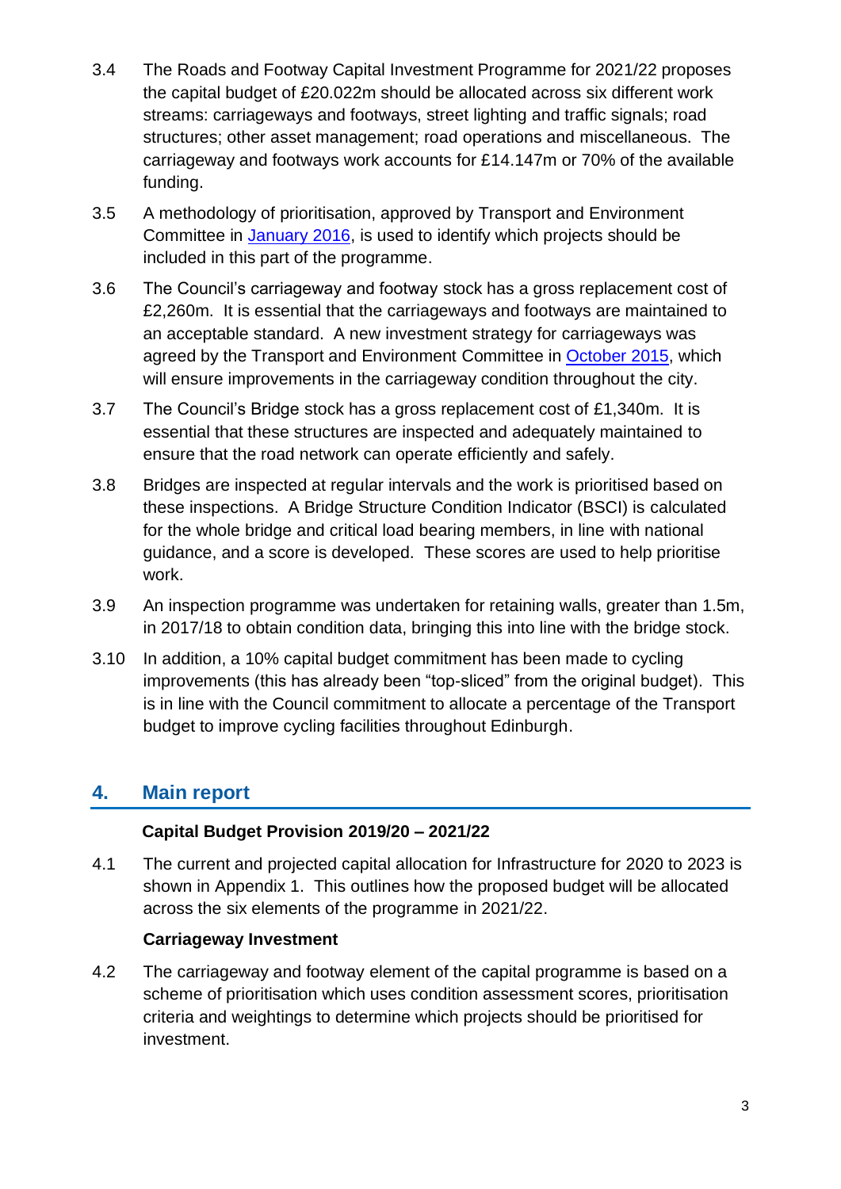3.4 The Roads and Footway Capital Investment Programme for 2021/22 proposes the capital budget of £20.022m should be allocated across six different work streams: carriageways and footways, street lighting and traffic signals; road structures; other asset management; road operations and miscellaneous. The carriageway and footways work accounts for £14.147m or 70% of the available funding.

3.5 A methodology of prioritisation, approved by Transport and Environment Committee in [January 2016], is used to identify which projects should be included in this part of the programme.

3.6 The Council's carriageway and footway stock has a gross replacement cost of £2,260m. It is essential that the carriageways and footways are maintained to an acceptable standard. A new investment strategy for carriageways was agreed by the Transport and Environment Committee in [October 2015], which will ensure improvements in the carriageway condition throughout the city.

3.7 The Council's Bridge stock has a gross replacement cost of £1,340m. It is essential that these structures are inspected and adequately maintained to ensure that the road network can operate efficiently and safely.

3.8 Bridges are inspected at regular intervals and the work is prioritised based on these inspections. A Bridge Structure Condition Indicator (BSCI) is calculated for the whole bridge and critical load bearing members, in line with national guidance, and a score is developed. These scores are used to help prioritise work.

3.9 An inspection programme was undertaken for retaining walls, greater than 1.5m, in 2017/18 to obtain condition data, bringing this into line with the bridge stock.

3.10 In addition, a 10% capital budget commitment has been made to cycling improvements (this has already been "top-sliced" from the original budget). This is in line with the Council commitment to allocate a percentage of the Transport budget to improve cycling facilities throughout Edinburgh.

## 4. Main report

**Capital Budget Provision 2019/20 – 2021/22**

4.1 The current and projected capital allocation for Infrastructure for 2020 to 2023 is shown in Appendix 1. This outlines how the proposed budget will be allocated across the six elements of the programme in 2021/22.

**Carriageway Investment**

4.2 The carriageway and footway element of the capital programme is based on a scheme of prioritisation which uses condition assessment scores, prioritisation criteria and weightings to determine which projects should be prioritised for investment.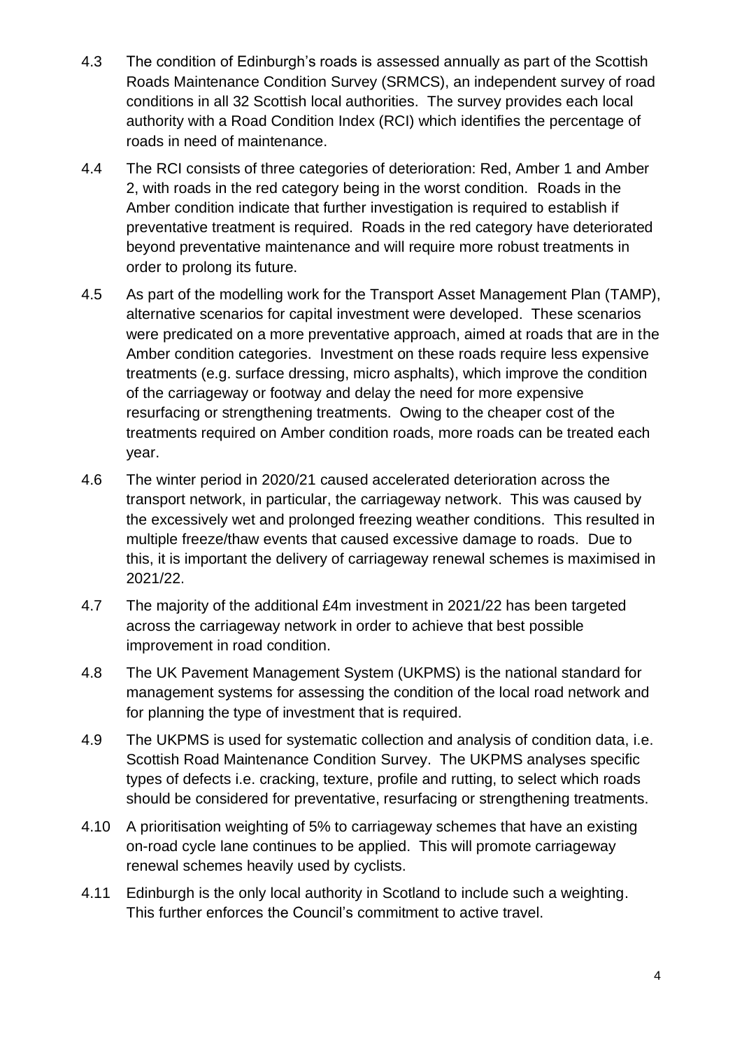4.3 The condition of Edinburgh's roads is assessed annually as part of the Scottish Roads Maintenance Condition Survey (SRMCS), an independent survey of road conditions in all 32 Scottish local authorities. The survey provides each local authority with a Road Condition Index (RCI) which identifies the percentage of roads in need of maintenance.

4.4 The RCI consists of three categories of deterioration: Red, Amber 1 and Amber 2, with roads in the red category being in the worst condition. Roads in the Amber condition indicate that further investigation is required to establish if preventative treatment is required. Roads in the red category have deteriorated beyond preventative maintenance and will require more robust treatments in order to prolong its future.

4.5 As part of the modelling work for the Transport Asset Management Plan (TAMP), alternative scenarios for capital investment were developed. These scenarios were predicated on a more preventative approach, aimed at roads that are in the Amber condition categories. Investment on these roads require less expensive treatments (e.g. surface dressing, micro asphalts), which improve the condition of the carriageway or footway and delay the need for more expensive resurfacing or strengthening treatments. Owing to the cheaper cost of the treatments required on Amber condition roads, more roads can be treated each year.

4.6 The winter period in 2020/21 caused accelerated deterioration across the transport network, in particular, the carriageway network. This was caused by the excessively wet and prolonged freezing weather conditions. This resulted in multiple freeze/thaw events that caused excessive damage to roads. Due to this, it is important the delivery of carriageway renewal schemes is maximised in 2021/22.

4.7 The majority of the additional £4m investment in 2021/22 has been targeted across the carriageway network in order to achieve that best possible improvement in road condition.

4.8 The UK Pavement Management System (UKPMS) is the national standard for management systems for assessing the condition of the local road network and for planning the type of investment that is required.

4.9 The UKPMS is used for systematic collection and analysis of condition data, i.e. Scottish Road Maintenance Condition Survey. The UKPMS analyses specific types of defects i.e. cracking, texture, profile and rutting, to select which roads should be considered for preventative, resurfacing or strengthening treatments.

4.10 A prioritisation weighting of 5% to carriageway schemes that have an existing on-road cycle lane continues to be applied. This will promote carriageway renewal schemes heavily used by cyclists.

4.11 Edinburgh is the only local authority in Scotland to include such a weighting. This further enforces the Council's commitment to active travel.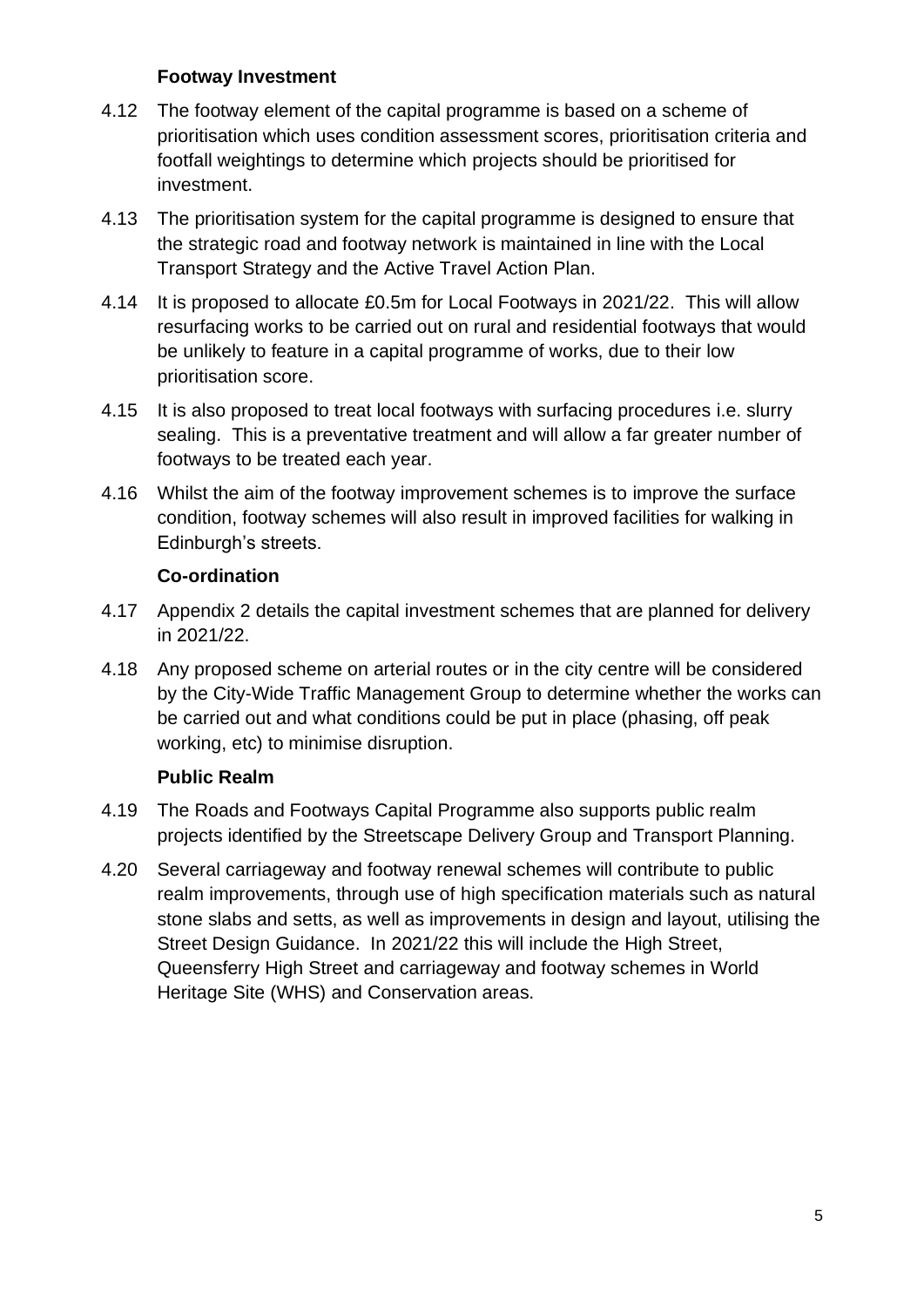### Footway Investment

4.12 The footway element of the capital programme is based on a scheme of prioritisation which uses condition assessment scores, prioritisation criteria and footfall weightings to determine which projects should be prioritised for investment.

4.13 The prioritisation system for the capital programme is designed to ensure that the strategic road and footway network is maintained in line with the Local Transport Strategy and the Active Travel Action Plan.

4.14 It is proposed to allocate £0.5m for Local Footways in 2021/22. This will allow resurfacing works to be carried out on rural and residential footways that would be unlikely to feature in a capital programme of works, due to their low prioritisation score.

4.15 It is also proposed to treat local footways with surfacing procedures i.e. slurry sealing. This is a preventative treatment and will allow a far greater number of footways to be treated each year.

4.16 Whilst the aim of the footway improvement schemes is to improve the surface condition, footway schemes will also result in improved facilities for walking in Edinburgh's streets.

### Co-ordination

4.17 Appendix 2 details the capital investment schemes that are planned for delivery in 2021/22.

4.18 Any proposed scheme on arterial routes or in the city centre will be considered by the City-Wide Traffic Management Group to determine whether the works can be carried out and what conditions could be put in place (phasing, off peak working, etc) to minimise disruption.

### Public Realm

4.19 The Roads and Footways Capital Programme also supports public realm projects identified by the Streetscape Delivery Group and Transport Planning.

4.20 Several carriageway and footway renewal schemes will contribute to public realm improvements, through use of high specification materials such as natural stone slabs and setts, as well as improvements in design and layout, utilising the Street Design Guidance. In 2021/22 this will include the High Street, Queensferry High Street and carriageway and footway schemes in World Heritage Site (WHS) and Conservation areas.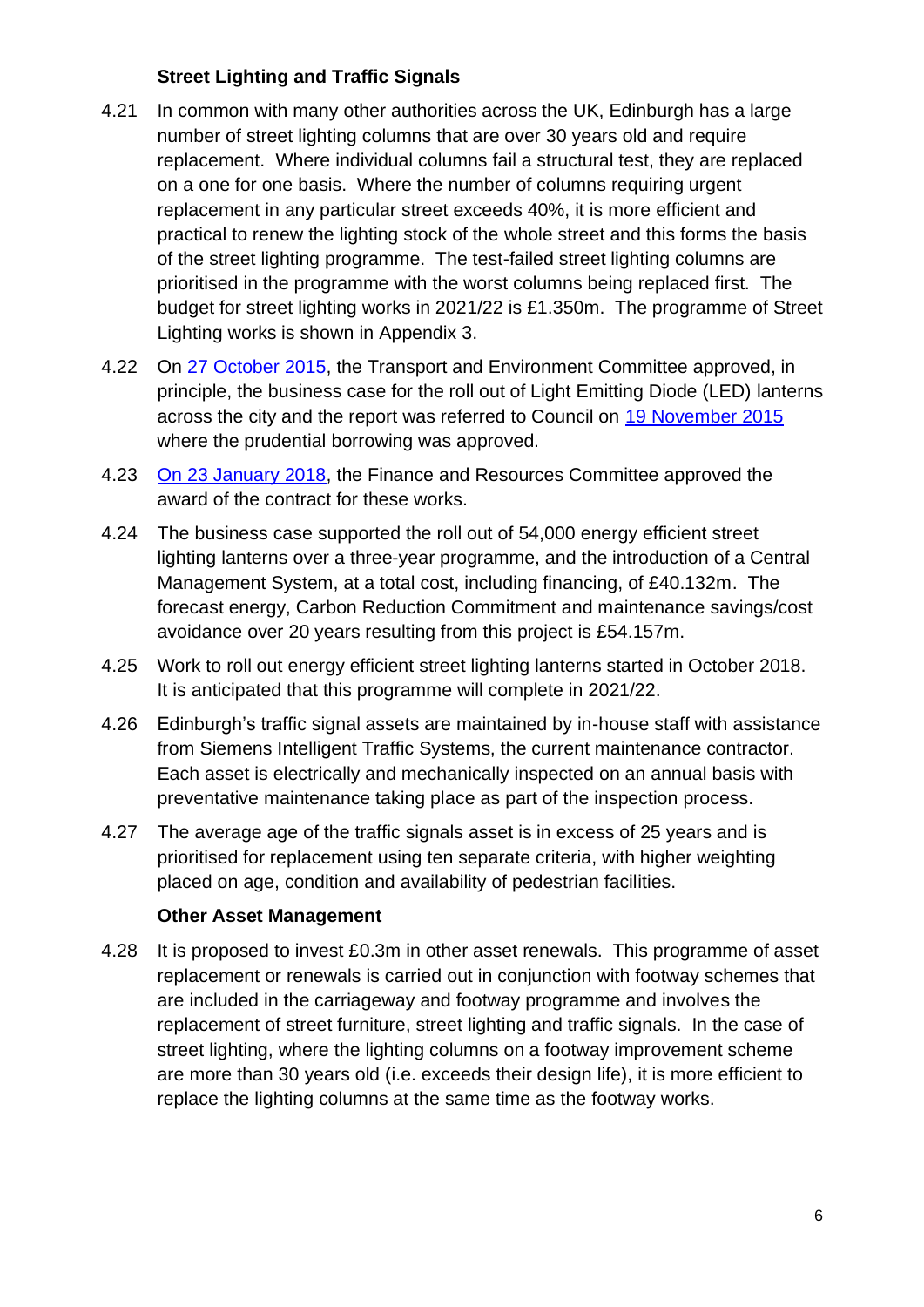### Street Lighting and Traffic Signals

4.21 In common with many other authorities across the UK, Edinburgh has a large number of street lighting columns that are over 30 years old and require replacement. Where individual columns fail a structural test, they are replaced on a one for one basis. Where the number of columns requiring urgent replacement in any particular street exceeds 40%, it is more efficient and practical to renew the lighting stock of the whole street and this forms the basis of the street lighting programme. The test-failed street lighting columns are prioritised in the programme with the worst columns being replaced first. The budget for street lighting works in 2021/22 is £1.350m. The programme of Street Lighting works is shown in Appendix 3.

4.22 On 27 October 2015, the Transport and Environment Committee approved, in principle, the business case for the roll out of Light Emitting Diode (LED) lanterns across the city and the report was referred to Council on 19 November 2015 where the prudential borrowing was approved.

4.23 On 23 January 2018, the Finance and Resources Committee approved the award of the contract for these works.

4.24 The business case supported the roll out of 54,000 energy efficient street lighting lanterns over a three-year programme, and the introduction of a Central Management System, at a total cost, including financing, of £40.132m. The forecast energy, Carbon Reduction Commitment and maintenance savings/cost avoidance over 20 years resulting from this project is £54.157m.

4.25 Work to roll out energy efficient street lighting lanterns started in October 2018. It is anticipated that this programme will complete in 2021/22.

4.26 Edinburgh's traffic signal assets are maintained by in-house staff with assistance from Siemens Intelligent Traffic Systems, the current maintenance contractor. Each asset is electrically and mechanically inspected on an annual basis with preventative maintenance taking place as part of the inspection process.

4.27 The average age of the traffic signals asset is in excess of 25 years and is prioritised for replacement using ten separate criteria, with higher weighting placed on age, condition and availability of pedestrian facilities.

### Other Asset Management

4.28 It is proposed to invest £0.3m in other asset renewals. This programme of asset replacement or renewals is carried out in conjunction with footway schemes that are included in the carriageway and footway programme and involves the replacement of street furniture, street lighting and traffic signals. In the case of street lighting, where the lighting columns on a footway improvement scheme are more than 30 years old (i.e. exceeds their design life), it is more efficient to replace the lighting columns at the same time as the footway works.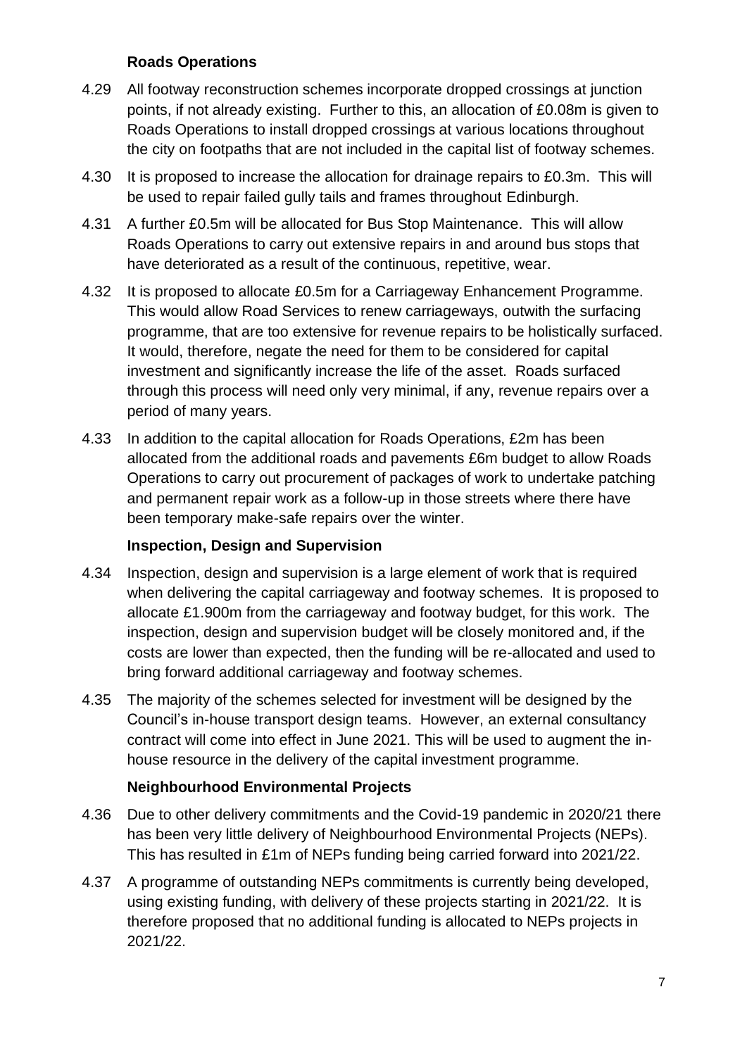**Roads Operations**

4.29 All footway reconstruction schemes incorporate dropped crossings at junction points, if not already existing. Further to this, an allocation of £0.08m is given to Roads Operations to install dropped crossings at various locations throughout the city on footpaths that are not included in the capital list of footway schemes.

4.30 It is proposed to increase the allocation for drainage repairs to £0.3m. This will be used to repair failed gully tails and frames throughout Edinburgh.

4.31 A further £0.5m will be allocated for Bus Stop Maintenance. This will allow Roads Operations to carry out extensive repairs in and around bus stops that have deteriorated as a result of the continuous, repetitive, wear.

4.32 It is proposed to allocate £0.5m for a Carriageway Enhancement Programme. This would allow Road Services to renew carriageways, outwith the surfacing programme, that are too extensive for revenue repairs to be holistically surfaced. It would, therefore, negate the need for them to be considered for capital investment and significantly increase the life of the asset. Roads surfaced through this process will need only very minimal, if any, revenue repairs over a period of many years.

4.33 In addition to the capital allocation for Roads Operations, £2m has been allocated from the additional roads and pavements £6m budget to allow Roads Operations to carry out procurement of packages of work to undertake patching and permanent repair work as a follow-up in those streets where there have been temporary make-safe repairs over the winter.

**Inspection, Design and Supervision**

4.34 Inspection, design and supervision is a large element of work that is required when delivering the capital carriageway and footway schemes. It is proposed to allocate £1.900m from the carriageway and footway budget, for this work. The inspection, design and supervision budget will be closely monitored and, if the costs are lower than expected, then the funding will be re-allocated and used to bring forward additional carriageway and footway schemes.

4.35 The majority of the schemes selected for investment will be designed by the Council's in-house transport design teams. However, an external consultancy contract will come into effect in June 2021. This will be used to augment the in-house resource in the delivery of the capital investment programme.

**Neighbourhood Environmental Projects**

4.36 Due to other delivery commitments and the Covid-19 pandemic in 2020/21 there has been very little delivery of Neighbourhood Environmental Projects (NEPs). This has resulted in £1m of NEPs funding being carried forward into 2021/22.

4.37 A programme of outstanding NEPs commitments is currently being developed, using existing funding, with delivery of these projects starting in 2021/22. It is therefore proposed that no additional funding is allocated to NEPs projects in 2021/22.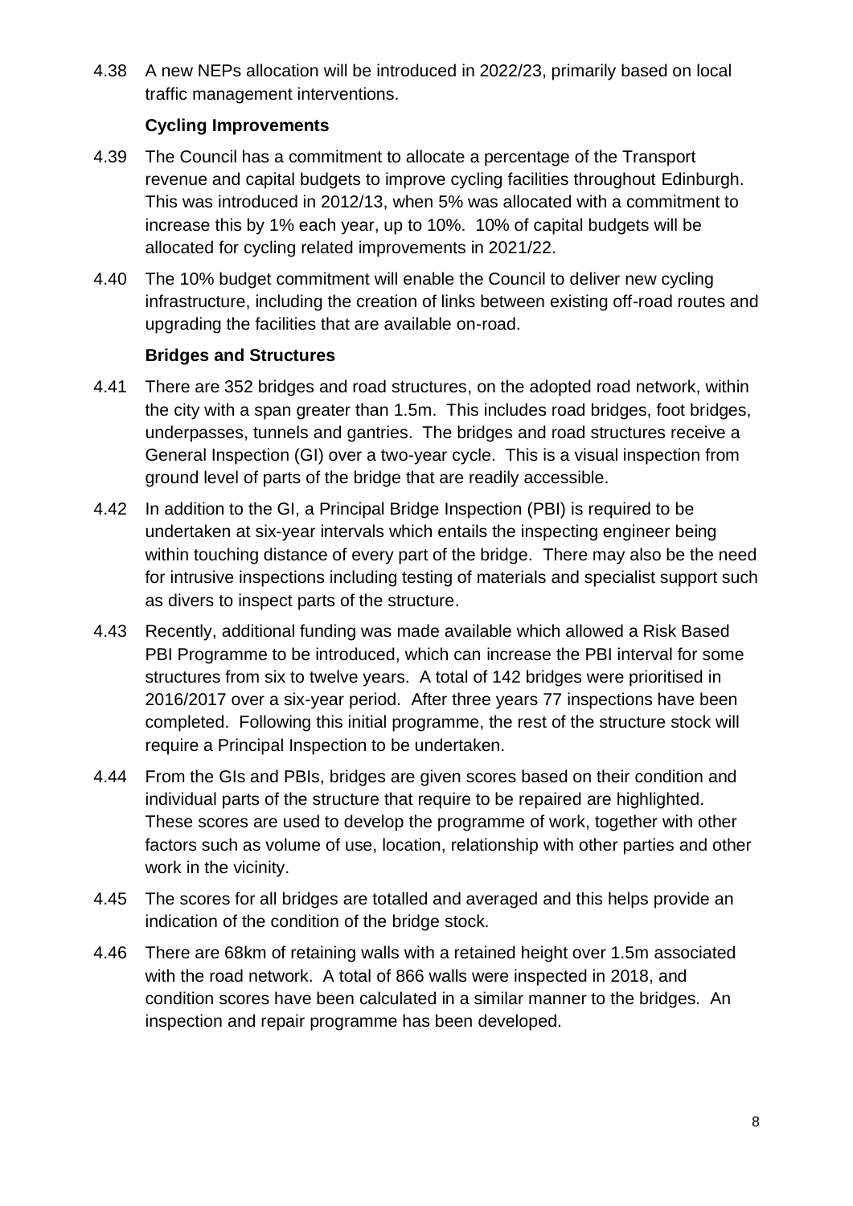4.38 A new NEPs allocation will be introduced in 2022/23, primarily based on local traffic management interventions.

### Cycling Improvements

4.39 The Council has a commitment to allocate a percentage of the Transport revenue and capital budgets to improve cycling facilities throughout Edinburgh. This was introduced in 2012/13, when 5% was allocated with a commitment to increase this by 1% each year, up to 10%. 10% of capital budgets will be allocated for cycling related improvements in 2021/22.

4.40 The 10% budget commitment will enable the Council to deliver new cycling infrastructure, including the creation of links between existing off-road routes and upgrading the facilities that are available on-road.

### Bridges and Structures

4.41 There are 352 bridges and road structures, on the adopted road network, within the city with a span greater than 1.5m. This includes road bridges, foot bridges, underpasses, tunnels and gantries. The bridges and road structures receive a General Inspection (GI) over a two-year cycle. This is a visual inspection from ground level of parts of the bridge that are readily accessible.

4.42 In addition to the GI, a Principal Bridge Inspection (PBI) is required to be undertaken at six-year intervals which entails the inspecting engineer being within touching distance of every part of the bridge. There may also be the need for intrusive inspections including testing of materials and specialist support such as divers to inspect parts of the structure.

4.43 Recently, additional funding was made available which allowed a Risk Based PBI Programme to be introduced, which can increase the PBI interval for some structures from six to twelve years. A total of 142 bridges were prioritised in 2016/2017 over a six-year period. After three years 77 inspections have been completed. Following this initial programme, the rest of the structure stock will require a Principal Inspection to be undertaken.

4.44 From the GIs and PBIs, bridges are given scores based on their condition and individual parts of the structure that require to be repaired are highlighted. These scores are used to develop the programme of work, together with other factors such as volume of use, location, relationship with other parties and other work in the vicinity.

4.45 The scores for all bridges are totalled and averaged and this helps provide an indication of the condition of the bridge stock.

4.46 There are 68km of retaining walls with a retained height over 1.5m associated with the road network. A total of 866 walls were inspected in 2018, and condition scores have been calculated in a similar manner to the bridges. An inspection and repair programme has been developed.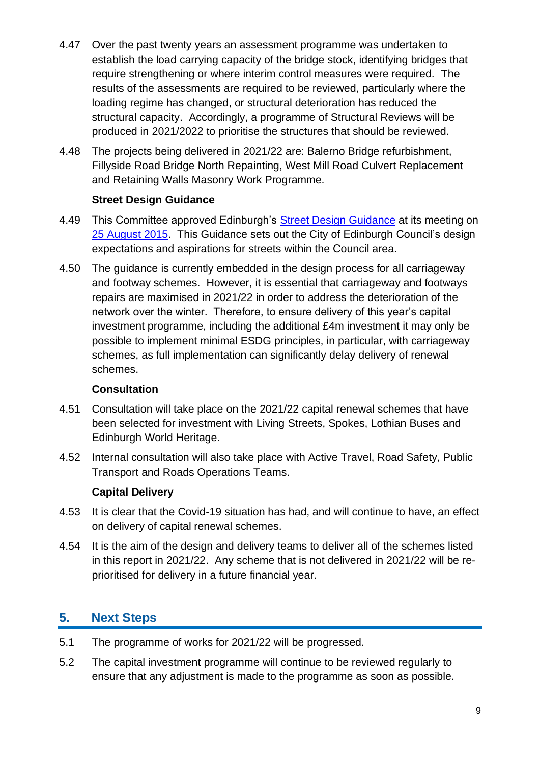4.47 Over the past twenty years an assessment programme was undertaken to establish the load carrying capacity of the bridge stock, identifying bridges that require strengthening or where interim control measures were required. The results of the assessments are required to be reviewed, particularly where the loading regime has changed, or structural deterioration has reduced the structural capacity. Accordingly, a programme of Structural Reviews will be produced in 2021/2022 to prioritise the structures that should be reviewed.

4.48 The projects being delivered in 2021/22 are: Balerno Bridge refurbishment, Fillyside Road Bridge North Repainting, West Mill Road Culvert Replacement and Retaining Walls Masonry Work Programme.

**Street Design Guidance**

4.49 This Committee approved Edinburgh's Street Design Guidance at its meeting on 25 August 2015. This Guidance sets out the City of Edinburgh Council's design expectations and aspirations for streets within the Council area.

4.50 The guidance is currently embedded in the design process for all carriageway and footway schemes. However, it is essential that carriageway and footways repairs are maximised in 2021/22 in order to address the deterioration of the network over the winter. Therefore, to ensure delivery of this year's capital investment programme, including the additional £4m investment it may only be possible to implement minimal ESDG principles, in particular, with carriageway schemes, as full implementation can significantly delay delivery of renewal schemes.

**Consultation**

4.51 Consultation will take place on the 2021/22 capital renewal schemes that have been selected for investment with Living Streets, Spokes, Lothian Buses and Edinburgh World Heritage.

4.52 Internal consultation will also take place with Active Travel, Road Safety, Public Transport and Roads Operations Teams.

**Capital Delivery**

4.53 It is clear that the Covid-19 situation has had, and will continue to have, an effect on delivery of capital renewal schemes.

4.54 It is the aim of the design and delivery teams to deliver all of the schemes listed in this report in 2021/22. Any scheme that is not delivered in 2021/22 will be re-prioritised for delivery in a future financial year.

## 5. Next Steps

5.1 The programme of works for 2021/22 will be progressed.

5.2 The capital investment programme will continue to be reviewed regularly to ensure that any adjustment is made to the programme as soon as possible.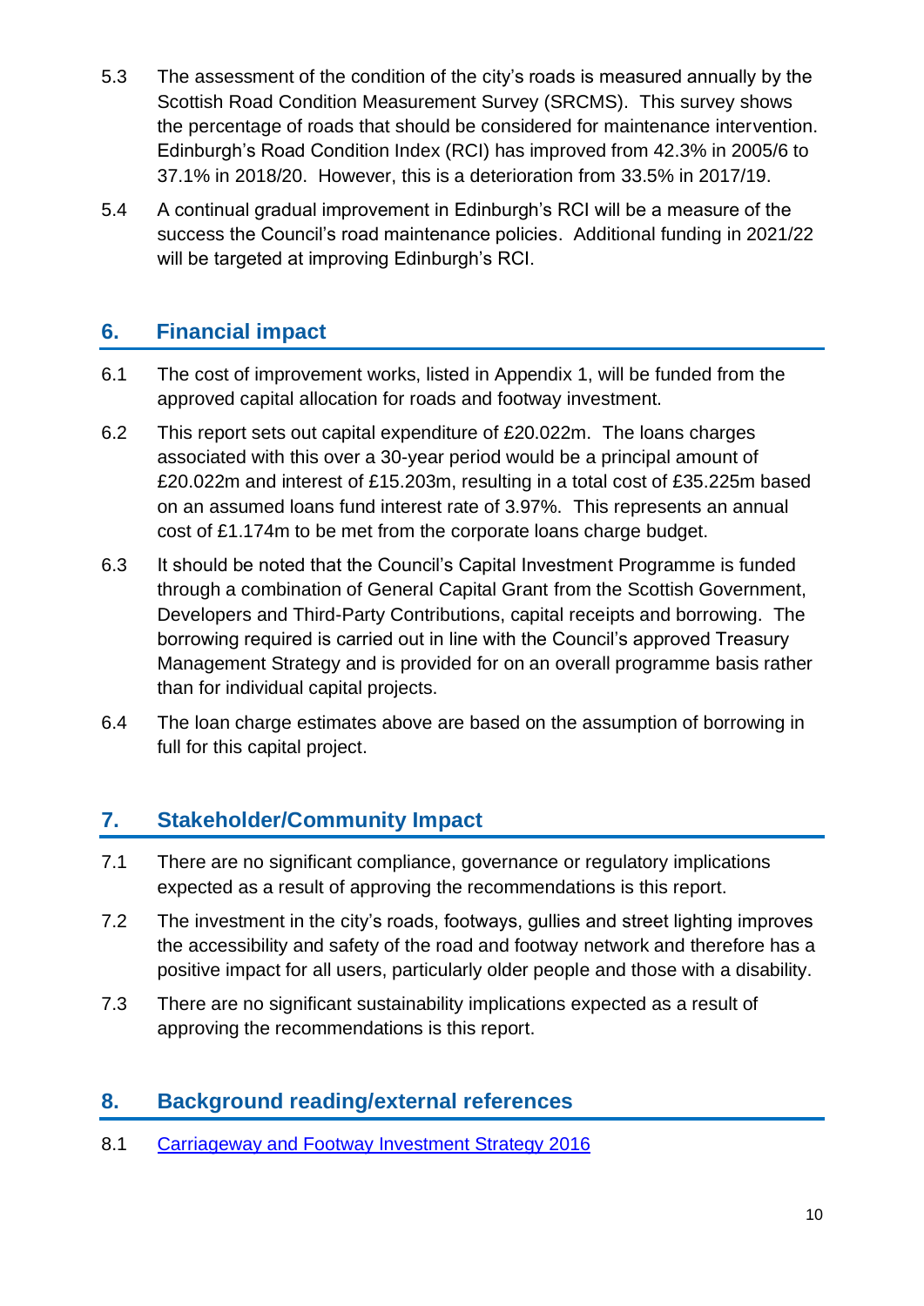5.3 The assessment of the condition of the city's roads is measured annually by the Scottish Road Condition Measurement Survey (SRCMS). This survey shows the percentage of roads that should be considered for maintenance intervention. Edinburgh's Road Condition Index (RCI) has improved from 42.3% in 2005/6 to 37.1% in 2018/20. However, this is a deterioration from 33.5% in 2017/19.

5.4 A continual gradual improvement in Edinburgh's RCI will be a measure of the success the Council's road maintenance policies. Additional funding in 2021/22 will be targeted at improving Edinburgh's RCI.

## 6. Financial impact

6.1 The cost of improvement works, listed in Appendix 1, will be funded from the approved capital allocation for roads and footway investment.

6.2 This report sets out capital expenditure of £20.022m. The loans charges associated with this over a 30-year period would be a principal amount of £20.022m and interest of £15.203m, resulting in a total cost of £35.225m based on an assumed loans fund interest rate of 3.97%. This represents an annual cost of £1.174m to be met from the corporate loans charge budget.

6.3 It should be noted that the Council's Capital Investment Programme is funded through a combination of General Capital Grant from the Scottish Government, Developers and Third-Party Contributions, capital receipts and borrowing. The borrowing required is carried out in line with the Council's approved Treasury Management Strategy and is provided for on an overall programme basis rather than for individual capital projects.

6.4 The loan charge estimates above are based on the assumption of borrowing in full for this capital project.

## 7. Stakeholder/Community Impact

7.1 There are no significant compliance, governance or regulatory implications expected as a result of approving the recommendations is this report.

7.2 The investment in the city's roads, footways, gullies and street lighting improves the accessibility and safety of the road and footway network and therefore has a positive impact for all users, particularly older people and those with a disability.

7.3 There are no significant sustainability implications expected as a result of approving the recommendations is this report.

## 8. Background reading/external references

8.1 [Carriageway and Footway Investment Strategy 2016]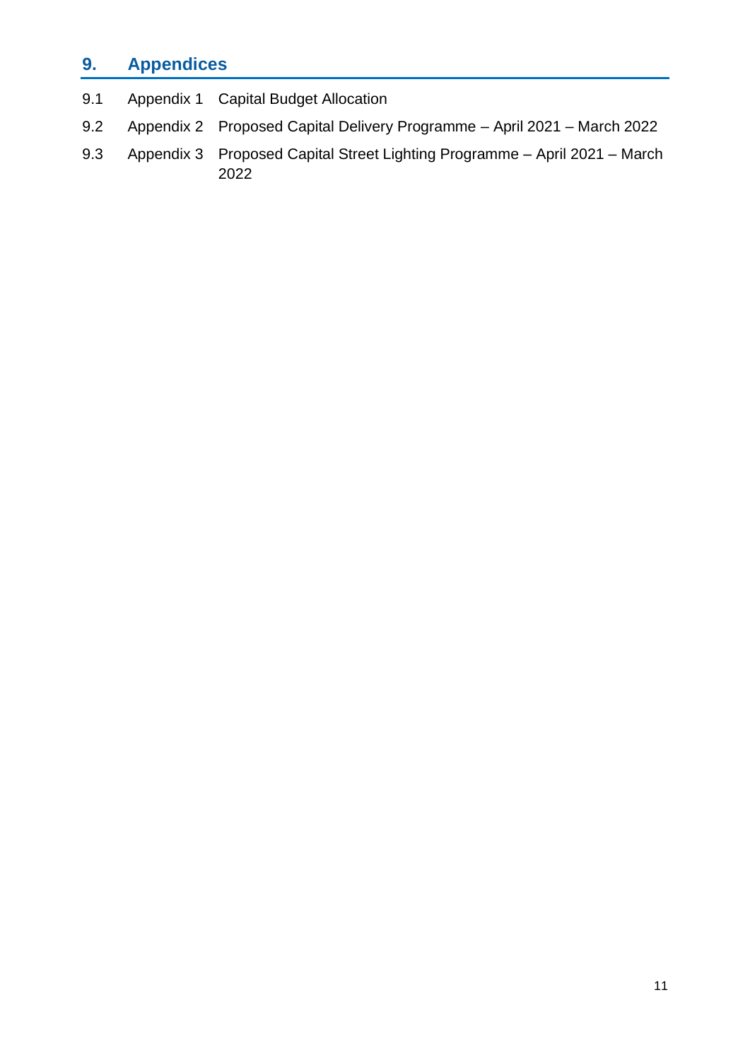## 9. Appendices

| | | |
|---|---|---|
| 9.1 | Appendix 1 | Capital Budget Allocation |
| 9.2 | Appendix 2 | Proposed Capital Delivery Programme – April 2021 – March 2022 |
| 9.3 | Appendix 3 | Proposed Capital Street Lighting Programme – April 2021 – March 2022 |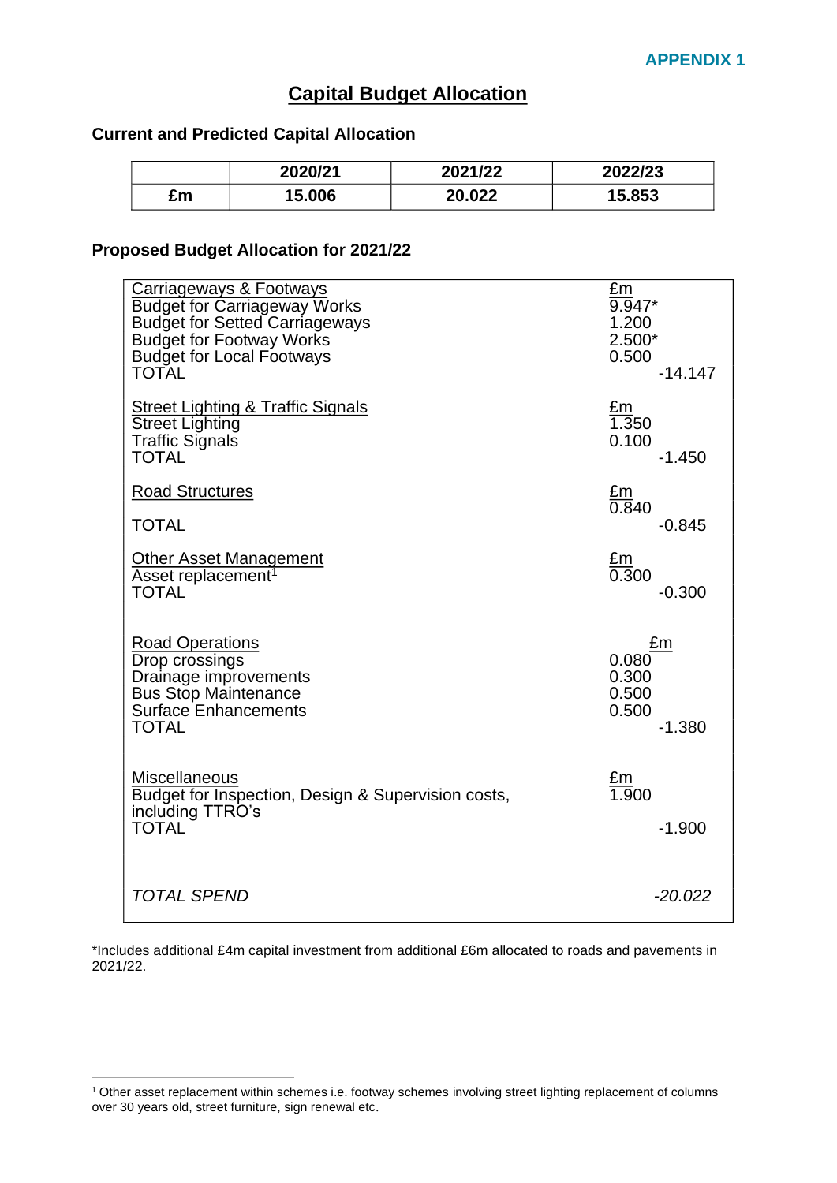**APPENDIX 1**

# Capital Budget Allocation

### Current and Predicted Capital Allocation

| | 2020/21 | 2021/22 | 2022/23 |
|---|---|---|---|
| £m | 15.006 | 20.022 | 15.853 |

### Proposed Budget Allocation for 2021/22

| | £m | |
|---|---|---|
| Carriageways & Footways | £m | |
| Budget for Carriageway Works | 9.947* | |
| Budget for Setted Carriageways | 1.200 | |
| Budget for Footway Works | 2.500* | |
| Budget for Local Footways | 0.500 | |
| TOTAL | | -14.147 |
| Street Lighting & Traffic Signals | £m | |
| Street Lighting | 1.350 | |
| Traffic Signals | 0.100 | |
| TOTAL | | -1.450 |
| Road Structures | £m | |
| | 0.840 | |
| TOTAL | | -0.845 |
| Other Asset Management | £m | |
| Asset replacement[1] | 0.300 | |
| TOTAL | | -0.300 |
| Road Operations | £m | |
| Drop crossings | 0.080 | |
| Drainage improvements | 0.300 | |
| Bus Stop Maintenance | 0.500 | |
| Surface Enhancements | 0.500 | |
| TOTAL | | -1.380 |
| Miscellaneous | £m | |
| Budget for Inspection, Design & Supervision costs, including TTRO's | 1.900 | |
| TOTAL | | -1.900 |
| *TOTAL SPEND* | | *-20.022* |

*Includes additional £4m capital investment from additional £6m allocated to roads and pavements in 2021/22.

[1] Other asset replacement within schemes i.e. footway schemes involving street lighting replacement of columns over 30 years old, street furniture, sign renewal etc.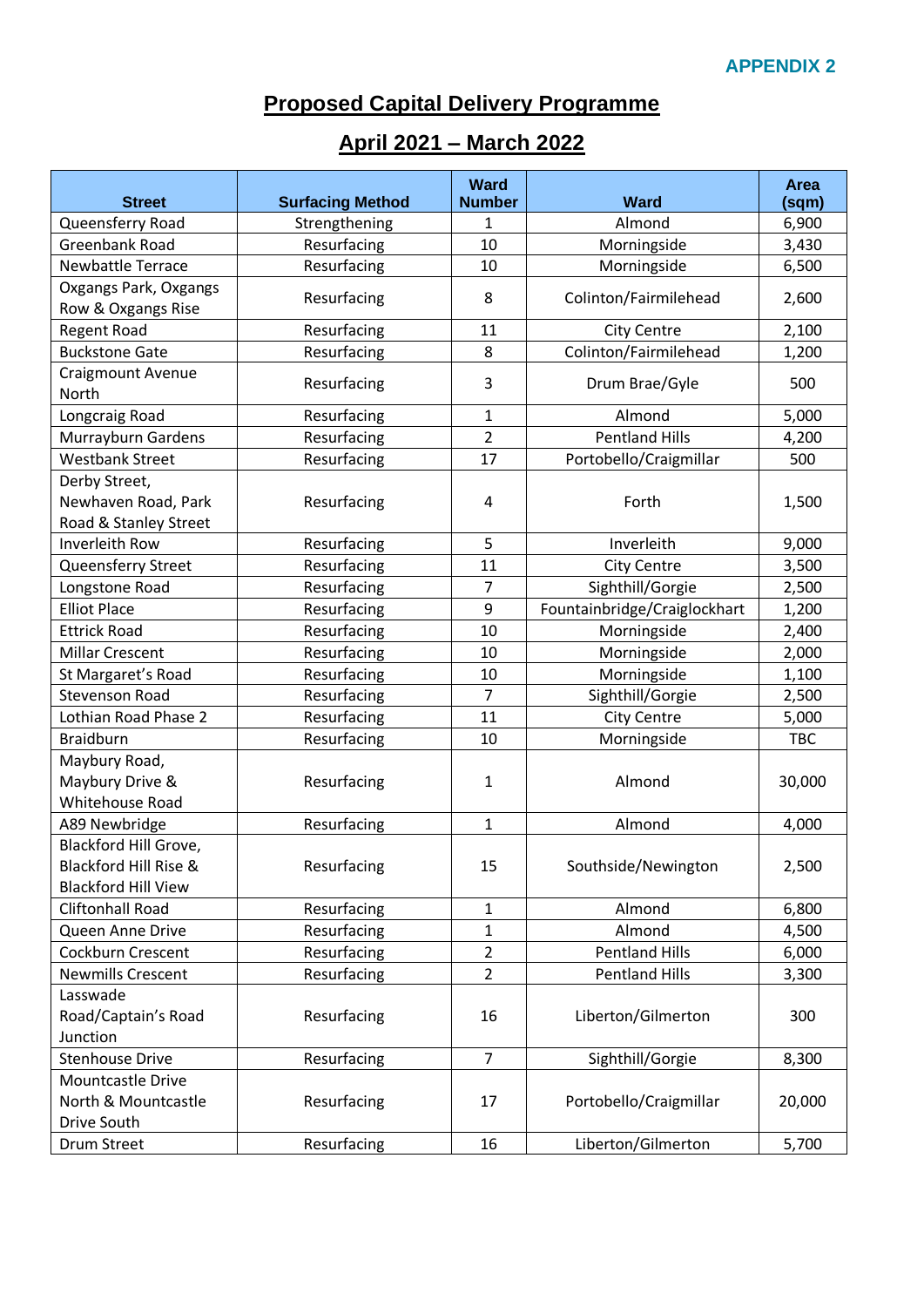**APPENDIX 2**

# Proposed Capital Delivery Programme

## April 2021 – March 2022

| Street | Surfacing Method | Ward Number | Ward | Area (sqm) |
|---|---|---|---|---|
| Queensferry Road | Strengthening | 1 | Almond | 6,900 |
| Greenbank Road | Resurfacing | 10 | Morningside | 3,430 |
| Newbattle Terrace | Resurfacing | 10 | Morningside | 6,500 |
| Oxgangs Park, Oxgangs Row & Oxgangs Rise | Resurfacing | 8 | Colinton/Fairmilehead | 2,600 |
| Regent Road | Resurfacing | 11 | City Centre | 2,100 |
| Buckstone Gate | Resurfacing | 8 | Colinton/Fairmilehead | 1,200 |
| Craigmount Avenue North | Resurfacing | 3 | Drum Brae/Gyle | 500 |
| Longcraig Road | Resurfacing | 1 | Almond | 5,000 |
| Murrayburn Gardens | Resurfacing | 2 | Pentland Hills | 4,200 |
| Westbank Street | Resurfacing | 17 | Portobello/Craigmillar | 500 |
| Derby Street, Newhaven Road, Park Road & Stanley Street | Resurfacing | 4 | Forth | 1,500 |
| Inverleith Row | Resurfacing | 5 | Inverleith | 9,000 |
| Queensferry Street | Resurfacing | 11 | City Centre | 3,500 |
| Longstone Road | Resurfacing | 7 | Sighthill/Gorgie | 2,500 |
| Elliot Place | Resurfacing | 9 | Fountainbridge/Craiglockhart | 1,200 |
| Ettrick Road | Resurfacing | 10 | Morningside | 2,400 |
| Millar Crescent | Resurfacing | 10 | Morningside | 2,000 |
| St Margaret's Road | Resurfacing | 10 | Morningside | 1,100 |
| Stevenson Road | Resurfacing | 7 | Sighthill/Gorgie | 2,500 |
| Lothian Road Phase 2 | Resurfacing | 11 | City Centre | 5,000 |
| Braidburn | Resurfacing | 10 | Morningside | TBC |
| Maybury Road, Maybury Drive & Whitehouse Road | Resurfacing | 1 | Almond | 30,000 |
| A89 Newbridge | Resurfacing | 1 | Almond | 4,000 |
| Blackford Hill Grove, Blackford Hill Rise & Blackford Hill View | Resurfacing | 15 | Southside/Newington | 2,500 |
| Cliftonhall Road | Resurfacing | 1 | Almond | 6,800 |
| Queen Anne Drive | Resurfacing | 1 | Almond | 4,500 |
| Cockburn Crescent | Resurfacing | 2 | Pentland Hills | 6,000 |
| Newmills Crescent | Resurfacing | 2 | Pentland Hills | 3,300 |
| Lasswade Road/Captain's Road Junction | Resurfacing | 16 | Liberton/Gilmerton | 300 |
| Stenhouse Drive | Resurfacing | 7 | Sighthill/Gorgie | 8,300 |
| Mountcastle Drive North & Mountcastle Drive South | Resurfacing | 17 | Portobello/Craigmillar | 20,000 |
| Drum Street | Resurfacing | 16 | Liberton/Gilmerton | 5,700 |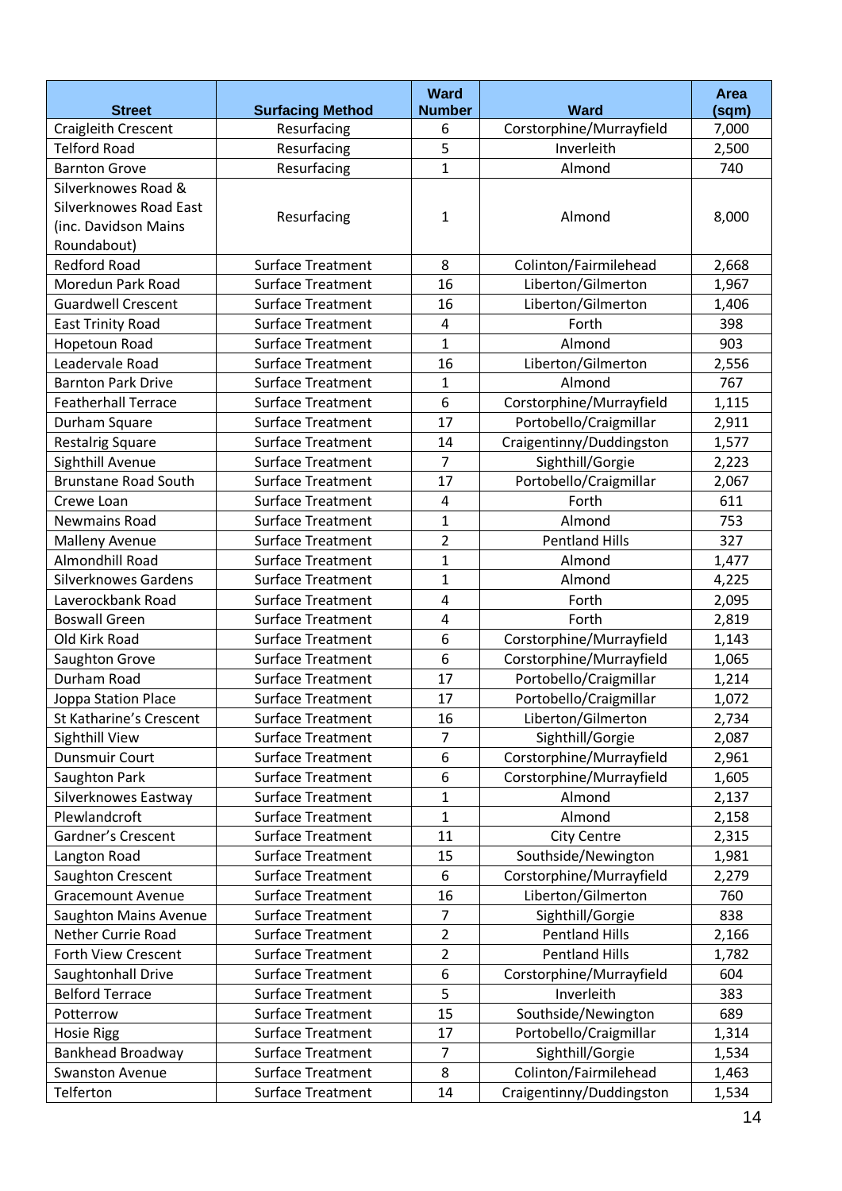| Street | Surfacing Method | Ward Number | Ward | Area (sqm) |
|---|---|---|---|---|
| Craigleith Crescent | Resurfacing | 6 | Corstorphine/Murrayfield | 7,000 |
| Telford Road | Resurfacing | 5 | Inverleith | 2,500 |
| Barnton Grove | Resurfacing | 1 | Almond | 740 |
| Silverknowes Road & Silverknowes Road East (inc. Davidson Mains Roundabout) | Resurfacing | 1 | Almond | 8,000 |
| Redford Road | Surface Treatment | 8 | Colinton/Fairmilehead | 2,668 |
| Moredun Park Road | Surface Treatment | 16 | Liberton/Gilmerton | 1,967 |
| Guardwell Crescent | Surface Treatment | 16 | Liberton/Gilmerton | 1,406 |
| East Trinity Road | Surface Treatment | 4 | Forth | 398 |
| Hopetoun Road | Surface Treatment | 1 | Almond | 903 |
| Leadervale Road | Surface Treatment | 16 | Liberton/Gilmerton | 2,556 |
| Barnton Park Drive | Surface Treatment | 1 | Almond | 767 |
| Featherhall Terrace | Surface Treatment | 6 | Corstorphine/Murrayfield | 1,115 |
| Durham Square | Surface Treatment | 17 | Portobello/Craigmillar | 2,911 |
| Restalrig Square | Surface Treatment | 14 | Craigentinny/Duddingston | 1,577 |
| Sighthill Avenue | Surface Treatment | 7 | Sighthill/Gorgie | 2,223 |
| Brunstane Road South | Surface Treatment | 17 | Portobello/Craigmillar | 2,067 |
| Crewe Loan | Surface Treatment | 4 | Forth | 611 |
| Newmains Road | Surface Treatment | 1 | Almond | 753 |
| Malleny Avenue | Surface Treatment | 2 | Pentland Hills | 327 |
| Almondhill Road | Surface Treatment | 1 | Almond | 1,477 |
| Silverknowes Gardens | Surface Treatment | 1 | Almond | 4,225 |
| Laverockbank Road | Surface Treatment | 4 | Forth | 2,095 |
| Boswall Green | Surface Treatment | 4 | Forth | 2,819 |
| Old Kirk Road | Surface Treatment | 6 | Corstorphine/Murrayfield | 1,143 |
| Saughton Grove | Surface Treatment | 6 | Corstorphine/Murrayfield | 1,065 |
| Durham Road | Surface Treatment | 17 | Portobello/Craigmillar | 1,214 |
| Joppa Station Place | Surface Treatment | 17 | Portobello/Craigmillar | 1,072 |
| St Katharine's Crescent | Surface Treatment | 16 | Liberton/Gilmerton | 2,734 |
| Sighthill View | Surface Treatment | 7 | Sighthill/Gorgie | 2,087 |
| Dunsmuir Court | Surface Treatment | 6 | Corstorphine/Murrayfield | 2,961 |
| Saughton Park | Surface Treatment | 6 | Corstorphine/Murrayfield | 1,605 |
| Silverknowes Eastway | Surface Treatment | 1 | Almond | 2,137 |
| Plewlandcroft | Surface Treatment | 1 | Almond | 2,158 |
| Gardner's Crescent | Surface Treatment | 11 | City Centre | 2,315 |
| Langton Road | Surface Treatment | 15 | Southside/Newington | 1,981 |
| Saughton Crescent | Surface Treatment | 6 | Corstorphine/Murrayfield | 2,279 |
| Gracemount Avenue | Surface Treatment | 16 | Liberton/Gilmerton | 760 |
| Saughton Mains Avenue | Surface Treatment | 7 | Sighthill/Gorgie | 838 |
| Nether Currie Road | Surface Treatment | 2 | Pentland Hills | 2,166 |
| Forth View Crescent | Surface Treatment | 2 | Pentland Hills | 1,782 |
| Saughtonhall Drive | Surface Treatment | 6 | Corstorphine/Murrayfield | 604 |
| Belford Terrace | Surface Treatment | 5 | Inverleith | 383 |
| Potterrow | Surface Treatment | 15 | Southside/Newington | 689 |
| Hosie Rigg | Surface Treatment | 17 | Portobello/Craigmillar | 1,314 |
| Bankhead Broadway | Surface Treatment | 7 | Sighthill/Gorgie | 1,534 |
| Swanston Avenue | Surface Treatment | 8 | Colinton/Fairmilehead | 1,463 |
| Telferton | Surface Treatment | 14 | Craigentinny/Duddingston | 1,534 |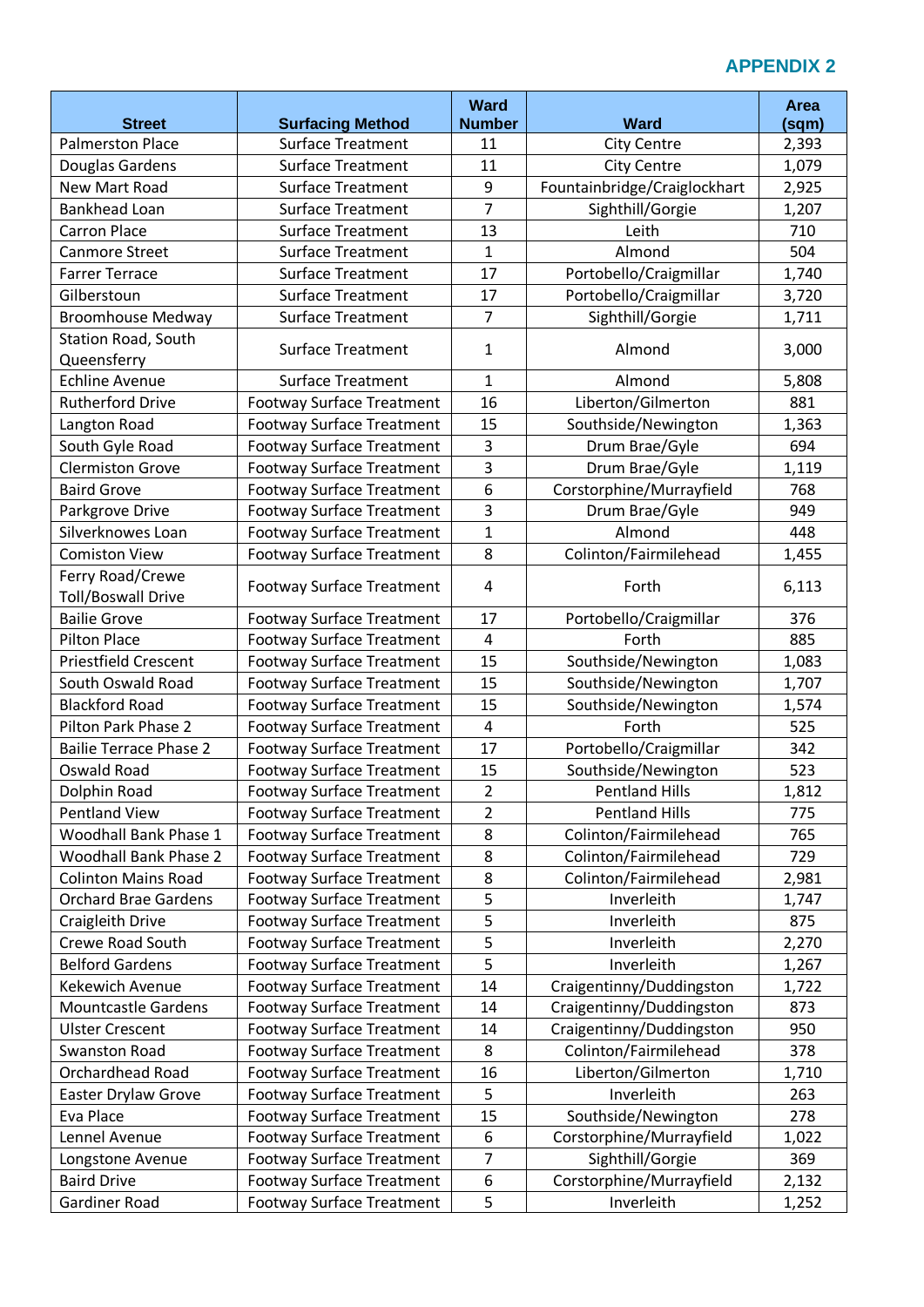**APPENDIX 2**

| Street | Surfacing Method | Ward Number | Ward | Area (sqm) |
|---|---|---|---|---|
| Palmerston Place | Surface Treatment | 11 | City Centre | 2,393 |
| Douglas Gardens | Surface Treatment | 11 | City Centre | 1,079 |
| New Mart Road | Surface Treatment | 9 | Fountainbridge/Craiglockhart | 2,925 |
| Bankhead Loan | Surface Treatment | 7 | Sighthill/Gorgie | 1,207 |
| Carron Place | Surface Treatment | 13 | Leith | 710 |
| Canmore Street | Surface Treatment | 1 | Almond | 504 |
| Farrer Terrace | Surface Treatment | 17 | Portobello/Craigmillar | 1,740 |
| Gilberstoun | Surface Treatment | 17 | Portobello/Craigmillar | 3,720 |
| Broomhouse Medway | Surface Treatment | 7 | Sighthill/Gorgie | 1,711 |
| Station Road, South Queensferry | Surface Treatment | 1 | Almond | 3,000 |
| Echline Avenue | Surface Treatment | 1 | Almond | 5,808 |
| Rutherford Drive | Footway Surface Treatment | 16 | Liberton/Gilmerton | 881 |
| Langton Road | Footway Surface Treatment | 15 | Southside/Newington | 1,363 |
| South Gyle Road | Footway Surface Treatment | 3 | Drum Brae/Gyle | 694 |
| Clermiston Grove | Footway Surface Treatment | 3 | Drum Brae/Gyle | 1,119 |
| Baird Grove | Footway Surface Treatment | 6 | Corstorphine/Murrayfield | 768 |
| Parkgrove Drive | Footway Surface Treatment | 3 | Drum Brae/Gyle | 949 |
| Silverknowes Loan | Footway Surface Treatment | 1 | Almond | 448 |
| Comiston View | Footway Surface Treatment | 8 | Colinton/Fairmilehead | 1,455 |
| Ferry Road/Crewe Toll/Boswall Drive | Footway Surface Treatment | 4 | Forth | 6,113 |
| Bailie Grove | Footway Surface Treatment | 17 | Portobello/Craigmillar | 376 |
| Pilton Place | Footway Surface Treatment | 4 | Forth | 885 |
| Priestfield Crescent | Footway Surface Treatment | 15 | Southside/Newington | 1,083 |
| South Oswald Road | Footway Surface Treatment | 15 | Southside/Newington | 1,707 |
| Blackford Road | Footway Surface Treatment | 15 | Southside/Newington | 1,574 |
| Pilton Park Phase 2 | Footway Surface Treatment | 4 | Forth | 525 |
| Bailie Terrace Phase 2 | Footway Surface Treatment | 17 | Portobello/Craigmillar | 342 |
| Oswald Road | Footway Surface Treatment | 15 | Southside/Newington | 523 |
| Dolphin Road | Footway Surface Treatment | 2 | Pentland Hills | 1,812 |
| Pentland View | Footway Surface Treatment | 2 | Pentland Hills | 775 |
| Woodhall Bank Phase 1 | Footway Surface Treatment | 8 | Colinton/Fairmilehead | 765 |
| Woodhall Bank Phase 2 | Footway Surface Treatment | 8 | Colinton/Fairmilehead | 729 |
| Colinton Mains Road | Footway Surface Treatment | 8 | Colinton/Fairmilehead | 2,981 |
| Orchard Brae Gardens | Footway Surface Treatment | 5 | Inverleith | 1,747 |
| Craigleith Drive | Footway Surface Treatment | 5 | Inverleith | 875 |
| Crewe Road South | Footway Surface Treatment | 5 | Inverleith | 2,270 |
| Belford Gardens | Footway Surface Treatment | 5 | Inverleith | 1,267 |
| Kekewich Avenue | Footway Surface Treatment | 14 | Craigentinny/Duddingston | 1,722 |
| Mountcastle Gardens | Footway Surface Treatment | 14 | Craigentinny/Duddingston | 873 |
| Ulster Crescent | Footway Surface Treatment | 14 | Craigentinny/Duddingston | 950 |
| Swanston Road | Footway Surface Treatment | 8 | Colinton/Fairmilehead | 378 |
| Orchardhead Road | Footway Surface Treatment | 16 | Liberton/Gilmerton | 1,710 |
| Easter Drylaw Grove | Footway Surface Treatment | 5 | Inverleith | 263 |
| Eva Place | Footway Surface Treatment | 15 | Southside/Newington | 278 |
| Lennel Avenue | Footway Surface Treatment | 6 | Corstorphine/Murrayfield | 1,022 |
| Longstone Avenue | Footway Surface Treatment | 7 | Sighthill/Gorgie | 369 |
| Baird Drive | Footway Surface Treatment | 6 | Corstorphine/Murrayfield | 2,132 |
| Gardiner Road | Footway Surface Treatment | 5 | Inverleith | 1,252 |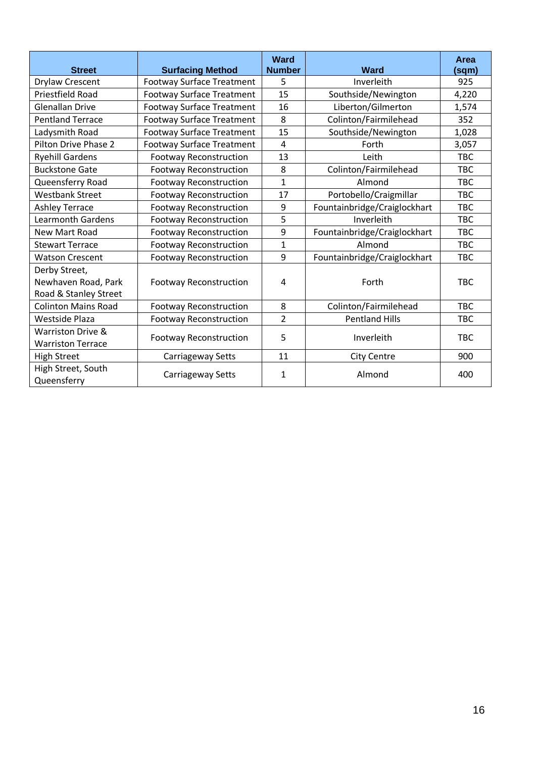| Street | Surfacing Method | Ward Number | Ward | Area (sqm) |
|---|---|---|---|---|
| Drylaw Crescent | Footway Surface Treatment | 5 | Inverleith | 925 |
| Priestfield Road | Footway Surface Treatment | 15 | Southside/Newington | 4,220 |
| Glenallan Drive | Footway Surface Treatment | 16 | Liberton/Gilmerton | 1,574 |
| Pentland Terrace | Footway Surface Treatment | 8 | Colinton/Fairmilehead | 352 |
| Ladysmith Road | Footway Surface Treatment | 15 | Southside/Newington | 1,028 |
| Pilton Drive Phase 2 | Footway Surface Treatment | 4 | Forth | 3,057 |
| Ryehill Gardens | Footway Reconstruction | 13 | Leith | TBC |
| Buckstone Gate | Footway Reconstruction | 8 | Colinton/Fairmilehead | TBC |
| Queensferry Road | Footway Reconstruction | 1 | Almond | TBC |
| Westbank Street | Footway Reconstruction | 17 | Portobello/Craigmillar | TBC |
| Ashley Terrace | Footway Reconstruction | 9 | Fountainbridge/Craiglockhart | TBC |
| Learmonth Gardens | Footway Reconstruction | 5 | Inverleith | TBC |
| New Mart Road | Footway Reconstruction | 9 | Fountainbridge/Craiglockhart | TBC |
| Stewart Terrace | Footway Reconstruction | 1 | Almond | TBC |
| Watson Crescent | Footway Reconstruction | 9 | Fountainbridge/Craiglockhart | TBC |
| Derby Street, Newhaven Road, Park Road & Stanley Street | Footway Reconstruction | 4 | Forth | TBC |
| Colinton Mains Road | Footway Reconstruction | 8 | Colinton/Fairmilehead | TBC |
| Westside Plaza | Footway Reconstruction | 2 | Pentland Hills | TBC |
| Warriston Drive & Warriston Terrace | Footway Reconstruction | 5 | Inverleith | TBC |
| High Street | Carriageway Setts | 11 | City Centre | 900 |
| High Street, South Queensferry | Carriageway Setts | 1 | Almond | 400 |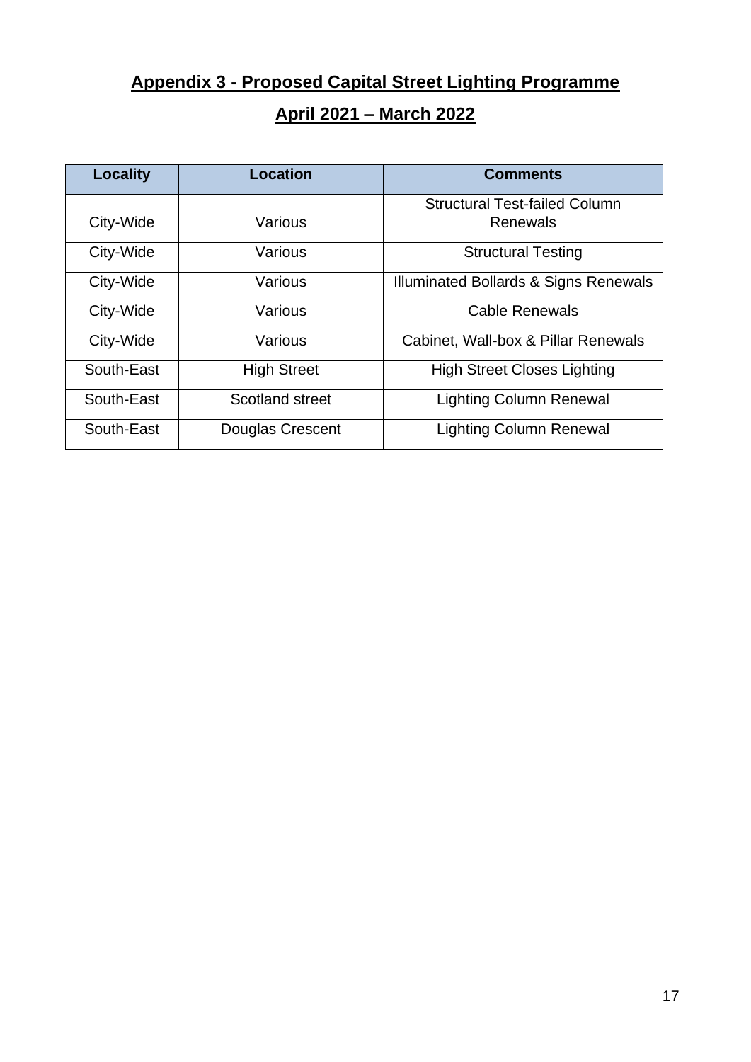## Appendix 3 - Proposed Capital Street Lighting Programme

## April 2021 – March 2022

| Locality | Location | Comments |
|---|---|---|
| City-Wide | Various | Structural Test-failed Column Renewals |
| City-Wide | Various | Structural Testing |
| City-Wide | Various | Illuminated Bollards & Signs Renewals |
| City-Wide | Various | Cable Renewals |
| City-Wide | Various | Cabinet, Wall-box & Pillar Renewals |
| South-East | High Street | High Street Closes Lighting |
| South-East | Scotland street | Lighting Column Renewal |
| South-East | Douglas Crescent | Lighting Column Renewal |